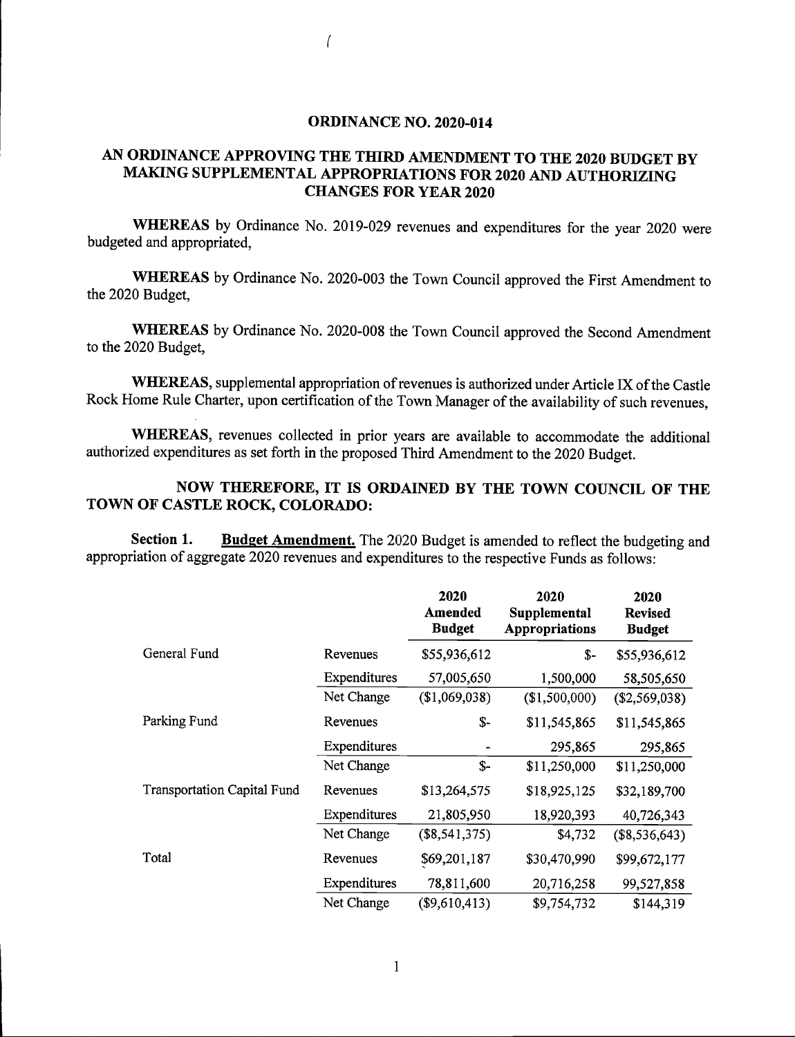# ORDINANCE NO. 2020-014

## AN ORDINANCE APPROVING THE THIRD AMENDMENT TO THE 2020 BUDGET BY MAKING SUPPLEMENTAL APPROPRIATIONS FOR 2020 AND AUTHORIZING CHANGES FOR YEAR 2020

**WHEREAS** by Ordinance No. 2019-029 revenues and expenditures for the year 2020 were budgeted and appropriated,

**WHEREAS** by Ordinance No. 2020-003 the Town Council approved the First Amendment to the 2020 Budget,

**WHEREAS** by Ordinance No. 2020-008 the Town Council approved the Second Amendment to the 2020 Budget,

**WHEREAS,** supplemental appropriation of revenues is authorized under Article IX of the Castle Rock Home Rule Charter, upon certification of the Town Manager of the availability of such revenues,

**WHEREAS,** revenues collected in prior years are available to accommodate the additional authorized expenditures as set forth in the proposed Third Amendment to the 2020 Budget.

**NOW THEREFORE, IT IS ORDAINED BY THE TOWN COUNCIL OF THE TOWN OF CASTLE ROCK, COLORADO:**

**Section 1.** **Budget Amendment.** The 2020 Budget is amended to reflect the budgeting and appropriation of aggregate 2020 revenues and expenditures to the respective Funds as follows:

| | | 2020 Amended Budget | 2020 Supplemental Appropriations | 2020 Revised Budget |
|---|---|---|---|---|
| General Fund | Revenues | $55,936,612 | $- | $55,936,612 |
| | Expenditures | 57,005,650 | 1,500,000 | 58,505,650 |
| | Net Change | ($1,069,038) | ($1,500,000) | ($2,569,038) |
| Parking Fund | Revenues | $- | $11,545,865 | $11,545,865 |
| | Expenditures | - | 295,865 | 295,865 |
| | Net Change | $- | $11,250,000 | $11,250,000 |
| Transportation Capital Fund | Revenues | $13,264,575 | $18,925,125 | $32,189,700 |
| | Expenditures | 21,805,950 | 18,920,393 | 40,726,343 |
| | Net Change | ($8,541,375) | $4,732 | ($8,536,643) |
| Total | Revenues | $69,201,187 | $30,470,990 | $99,672,177 |
| | Expenditures | 78,811,600 | 20,716,258 | 99,527,858 |
| | Net Change | ($9,610,413) | $9,754,732 | $144,319 |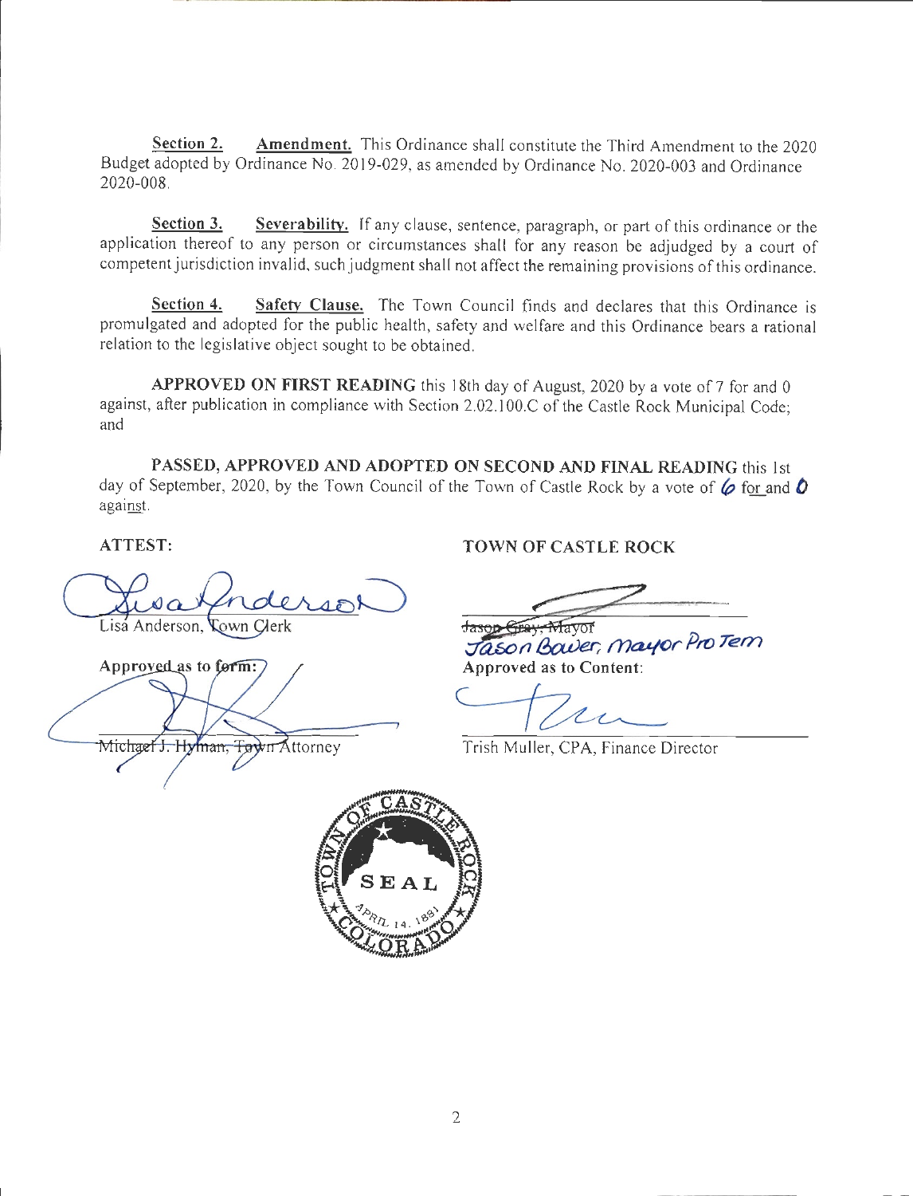**Section 2.** **Amendment.** This Ordinance shall constitute the Third Amendment to the 2020 Budget adopted by Ordinance No. 2019-029, as amended by Ordinance No. 2020-003 and Ordinance 2020-008.

**Section 3.** **Severability.** If any clause, sentence, paragraph, or part of this ordinance or the application thereof to any person or circumstances shall for any reason be adjudged by a court of competent jurisdiction invalid, such judgment shall not affect the remaining provisions of this ordinance.

**Section 4.** **Safety Clause.** The Town Council finds and declares that this Ordinance is promulgated and adopted for the public health, safety and welfare and this Ordinance bears a rational relation to the legislative object sought to be obtained.

**APPROVED ON FIRST READING** this 18th day of August, 2020 by a vote of 7 for and 0 against, after publication in compliance with Section 2.02.100.C of the Castle Rock Municipal Code; and

**PASSED, APPROVED AND ADOPTED ON SECOND AND FINAL READING** this 1st day of September, 2020, by the Town Council of the Town of Castle Rock by a vote of 6 for and 0 against.

**ATTEST:**

Lisa Anderson, Town Clerk

**Approved as to form:**

Michael J. Hyman, Town Attorney

**TOWN OF CASTLE ROCK**

~~Jason Gray, Mayor~~
Jason Bower, Mayor Pro Tem

**Approved as to Content:**

Trish Muller, CPA, Finance Director

TOWN OF CASTLE ROCK SEAL APRIL 14, 1881 COLORADO